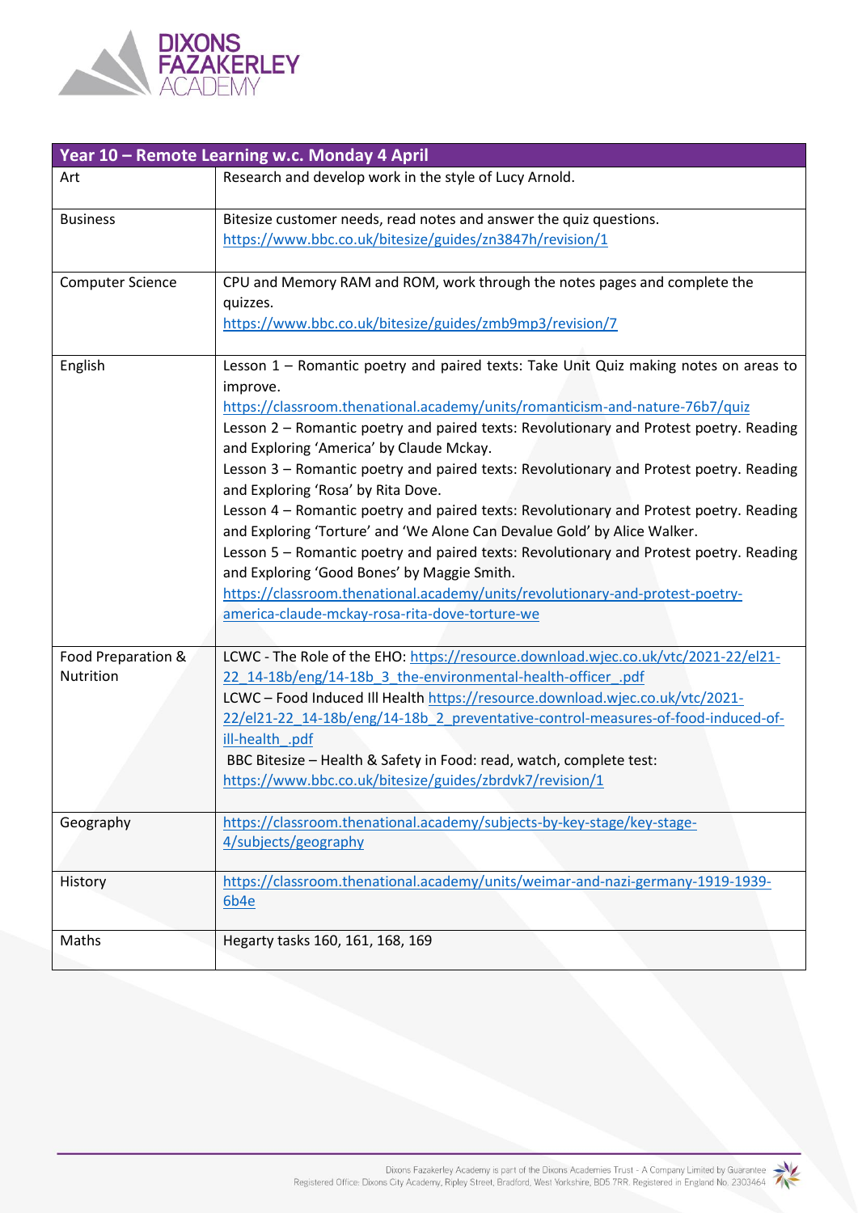| Year 10 – Remote Learning w.c. Monday 4 April | |
|---|---|
| Art | Research and develop work in the style of Lucy Arnold. |
| Business | Bitesize customer needs, read notes and answer the quiz questions. https://www.bbc.co.uk/bitesize/guides/zn3847h/revision/1 |
| Computer Science | CPU and Memory RAM and ROM, work through the notes pages and complete the quizzes. https://www.bbc.co.uk/bitesize/guides/zmb9mp3/revision/7 |
| English | Lesson 1 – Romantic poetry and paired texts: Take Unit Quiz making notes on areas to improve. https://classroom.thenational.academy/units/romanticism-and-nature-76b7/quiz<br>Lesson 2 – Romantic poetry and paired texts: Revolutionary and Protest poetry. Reading and Exploring 'America' by Claude Mckay.<br>Lesson 3 – Romantic poetry and paired texts: Revolutionary and Protest poetry. Reading and Exploring 'Rosa' by Rita Dove.<br>Lesson 4 – Romantic poetry and paired texts: Revolutionary and Protest poetry. Reading and Exploring 'Torture' and 'We Alone Can Devalue Gold' by Alice Walker.<br>Lesson 5 – Romantic poetry and paired texts: Revolutionary and Protest poetry. Reading and Exploring 'Good Bones' by Maggie Smith.<br>https://classroom.thenational.academy/units/revolutionary-and-protest-poetry-america-claude-mckay-rosa-rita-dove-torture-we |
| Food Preparation & Nutrition | LCWC - The Role of the EHO: https://resource.download.wjec.co.uk/vtc/2021-22/el21-22_14-18b/eng/14-18b_3_the-environmental-health-officer_.pdf<br>LCWC – Food Induced Ill Health https://resource.download.wjec.co.uk/vtc/2021-22/el21-22_14-18b/eng/14-18b_2_preventative-control-measures-of-food-induced-of-ill-health_.pdf<br>BBC Bitesize – Health & Safety in Food: read, watch, complete test: https://www.bbc.co.uk/bitesize/guides/zbrdvk7/revision/1 |
| Geography | https://classroom.thenational.academy/subjects-by-key-stage/key-stage-4/subjects/geography |
| History | https://classroom.thenational.academy/units/weimar-and-nazi-germany-1919-1939-6b4e |
| Maths | Hegarty tasks 160, 161, 168, 169 |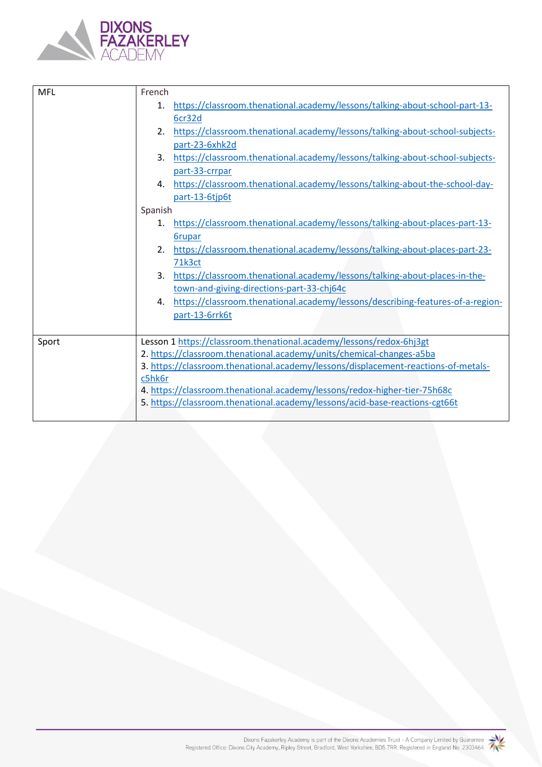| | |
|---|---|
| MFL | French<br>1. https://classroom.thenational.academy/lessons/talking-about-school-part-13-6cr32d<br>2. https://classroom.thenational.academy/lessons/talking-about-school-subjects-part-23-6xhk2d<br>3. https://classroom.thenational.academy/lessons/talking-about-school-subjects-part-33-crrpar<br>4. https://classroom.thenational.academy/lessons/talking-about-the-school-day-part-13-6tjp6t<br>Spanish<br>1. https://classroom.thenational.academy/lessons/talking-about-places-part-13-6rupar<br>2. https://classroom.thenational.academy/lessons/talking-about-places-part-23-71k3ct<br>3. https://classroom.thenational.academy/lessons/talking-about-places-in-the-town-and-giving-directions-part-33-chj64c<br>4. https://classroom.thenational.academy/lessons/describing-features-of-a-region-part-13-6rrk6t |
| Sport | Lesson 1 https://classroom.thenational.academy/lessons/redox-6hj3gt<br>2. https://classroom.thenational.academy/units/chemical-changes-a5ba<br>3. https://classroom.thenational.academy/lessons/displacement-reactions-of-metals-c5hk6r<br>4. https://classroom.thenational.academy/lessons/redox-higher-tier-75h68c<br>5. https://classroom.thenational.academy/lessons/acid-base-reactions-cgt66t |